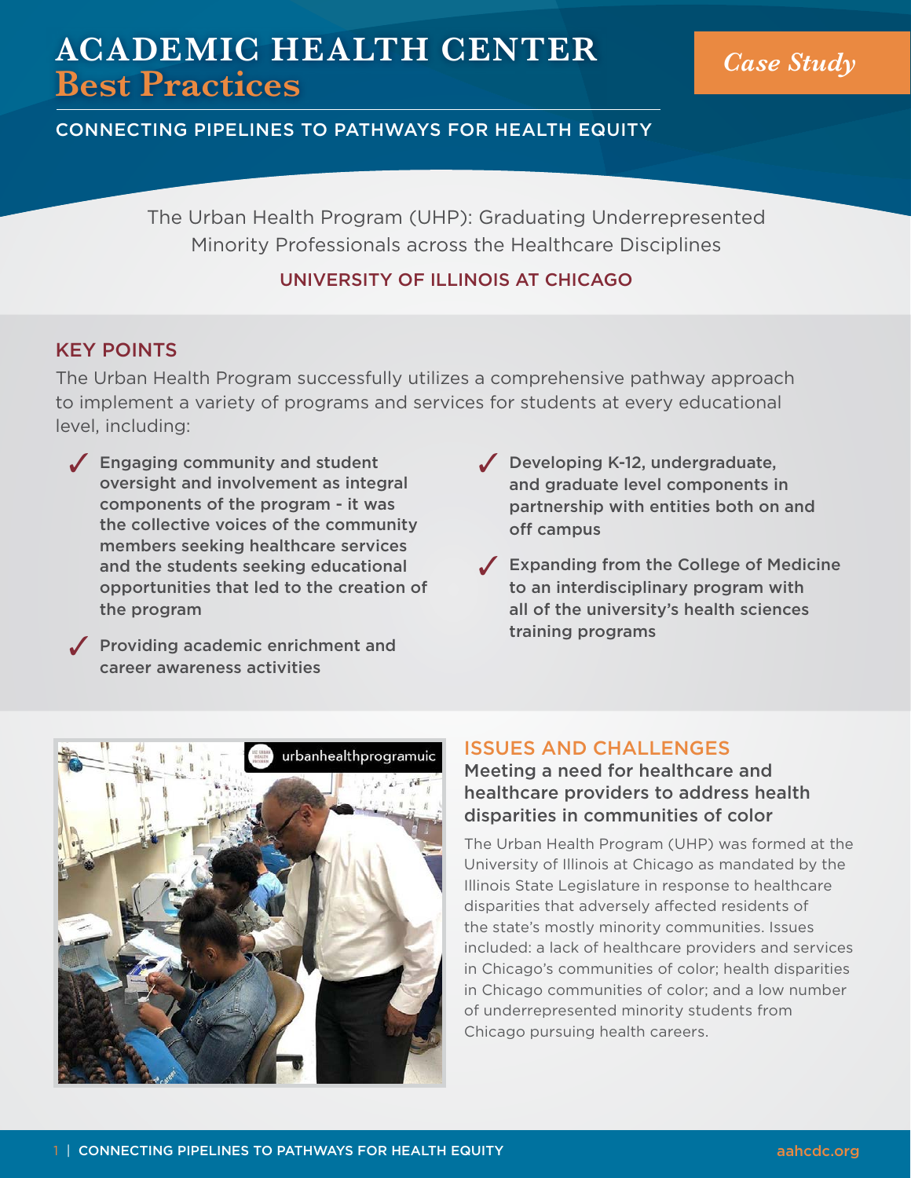# ACADEMIC HEALTH CENTER Best Practices

*Case Study*

CONNECTING PIPELINES TO PATHWAYS FOR HEALTH EQUITY

## The Urban Health Program (UHP): Graduating Underrepresented Minority Professionals across the Healthcare Disciplines

UNIVERSITY OF ILLINOIS AT CHICAGO

## KEY POINTS

The Urban Health Program successfully utilizes a comprehensive pathway approach to implement a variety of programs and services for students at every educational level, including:

- **Engaging community and student oversight and involvement as integral components of the program - it was the collective voices of the community members seeking healthcare services and the students seeking educational opportunities that led to the creation of the program**
- **Providing academic enrichment and career awareness activities**
- **Developing K-12, undergraduate, and graduate level components in partnership with entities both on and off campus**
- **Expanding from the College of Medicine to an interdisciplinary program with all of the university's health sciences training programs**

## ISSUES AND CHALLENGES

### Meeting a need for healthcare and healthcare providers to address health disparities in communities of color

The Urban Health Program (UHP) was formed at the University of Illinois at Chicago as mandated by the Illinois State Legislature in response to healthcare disparities that adversely affected residents of the state's mostly minority communities. Issues included: a lack of healthcare providers and services in Chicago's communities of color; health disparities in Chicago communities of color; and a low number of underrepresented minority students from Chicago pursuing health careers.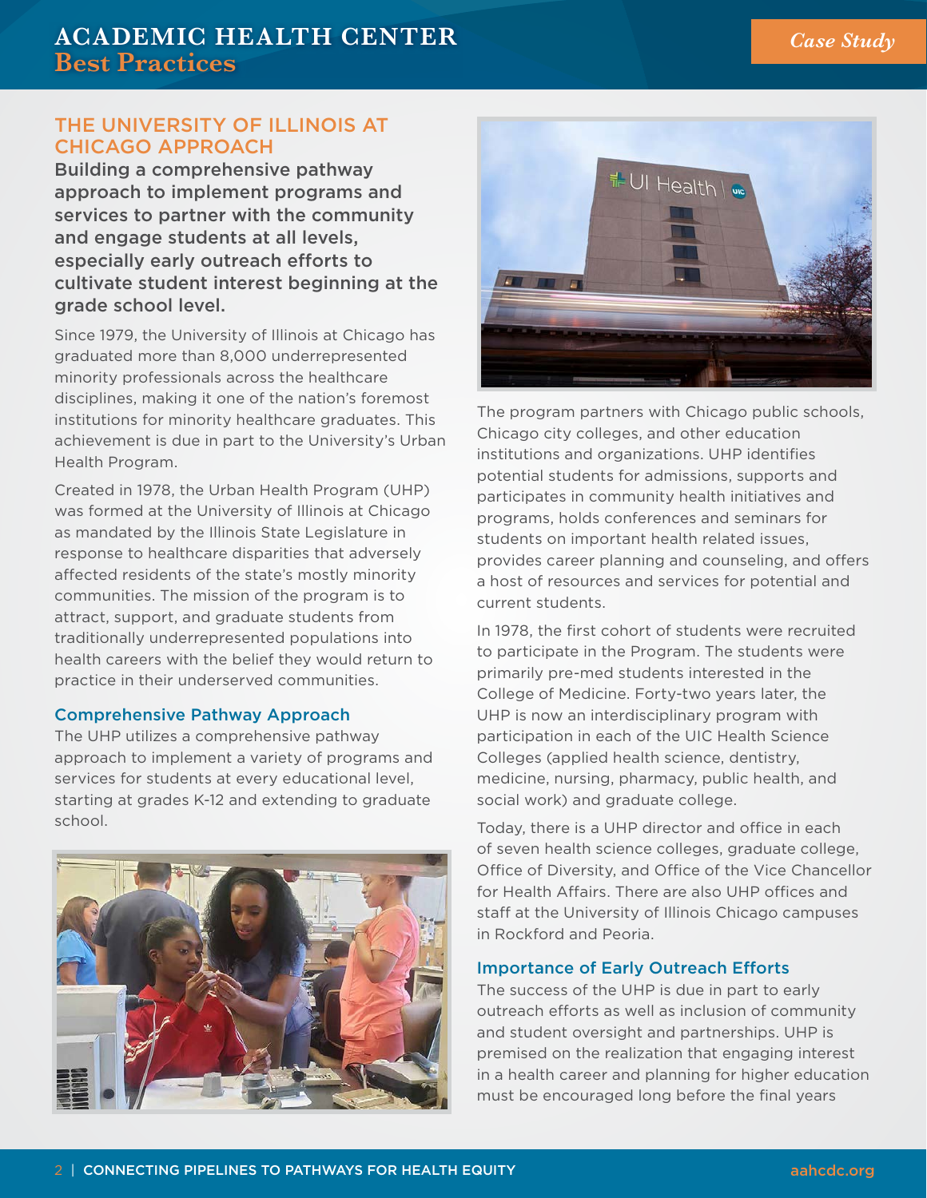## THE UNIVERSITY OF ILLINOIS AT CHICAGO APPROACH

**Building a comprehensive pathway approach to implement programs and services to partner with the community and engage students at all levels, especially early outreach efforts to cultivate student interest beginning at the grade school level.**

Since 1979, the University of Illinois at Chicago has graduated more than 8,000 underrepresented minority professionals across the healthcare disciplines, making it one of the nation's foremost institutions for minority healthcare graduates. This achievement is due in part to the University's Urban Health Program.

Created in 1978, the Urban Health Program (UHP) was formed at the University of Illinois at Chicago as mandated by the Illinois State Legislature in response to healthcare disparities that adversely affected residents of the state's mostly minority communities. The mission of the program is to attract, support, and graduate students from traditionally underrepresented populations into health careers with the belief they would return to practice in their underserved communities.

### Comprehensive Pathway Approach

The UHP utilizes a comprehensive pathway approach to implement a variety of programs and services for students at every educational level, starting at grades K-12 and extending to graduate school.

The program partners with Chicago public schools, Chicago city colleges, and other education institutions and organizations. UHP identifies potential students for admissions, supports and participates in community health initiatives and programs, holds conferences and seminars for students on important health related issues, provides career planning and counseling, and offers a host of resources and services for potential and current students.

In 1978, the first cohort of students were recruited to participate in the Program. The students were primarily pre-med students interested in the College of Medicine. Forty-two years later, the UHP is now an interdisciplinary program with participation in each of the UIC Health Science Colleges (applied health science, dentistry, medicine, nursing, pharmacy, public health, and social work) and graduate college.

Today, there is a UHP director and office in each of seven health science colleges, graduate college, Office of Diversity, and Office of the Vice Chancellor for Health Affairs. There are also UHP offices and staff at the University of Illinois Chicago campuses in Rockford and Peoria.

### Importance of Early Outreach Efforts

The success of the UHP is due in part to early outreach efforts as well as inclusion of community and student oversight and partnerships. UHP is premised on the realization that engaging interest in a health career and planning for higher education must be encouraged long before the final years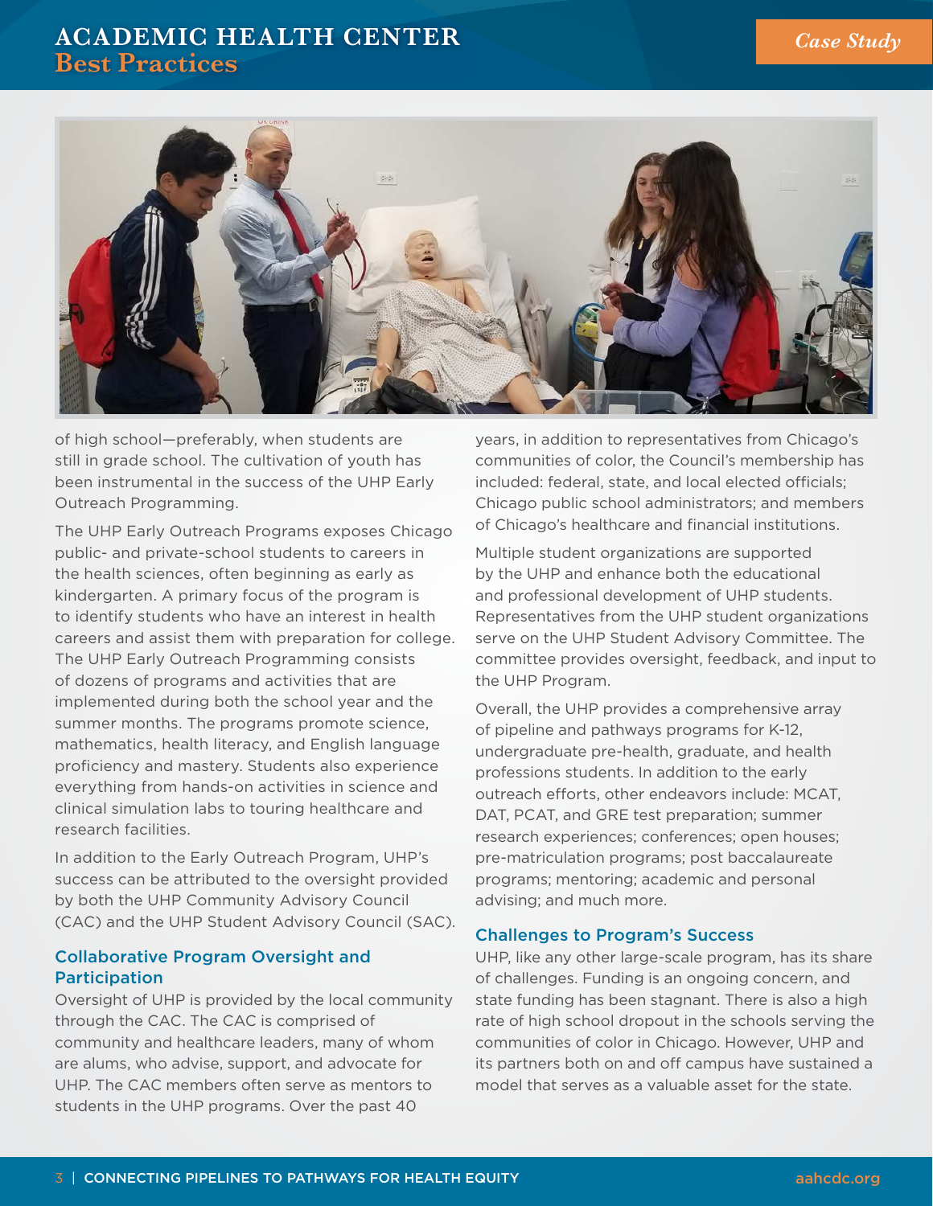of high school—preferably, when students are still in grade school. The cultivation of youth has been instrumental in the success of the UHP Early Outreach Programming.

The UHP Early Outreach Programs exposes Chicago public- and private-school students to careers in the health sciences, often beginning as early as kindergarten. A primary focus of the program is to identify students who have an interest in health careers and assist them with preparation for college. The UHP Early Outreach Programming consists of dozens of programs and activities that are implemented during both the school year and the summer months. The programs promote science, mathematics, health literacy, and English language proficiency and mastery. Students also experience everything from hands-on activities in science and clinical simulation labs to touring healthcare and research facilities.

In addition to the Early Outreach Program, UHP's success can be attributed to the oversight provided by both the UHP Community Advisory Council (CAC) and the UHP Student Advisory Council (SAC).

### Collaborative Program Oversight and Participation

Oversight of UHP is provided by the local community through the CAC. The CAC is comprised of community and healthcare leaders, many of whom are alums, who advise, support, and advocate for UHP. The CAC members often serve as mentors to students in the UHP programs. Over the past 40 years, in addition to representatives from Chicago's communities of color, the Council's membership has included: federal, state, and local elected officials; Chicago public school administrators; and members of Chicago's healthcare and financial institutions.

Multiple student organizations are supported by the UHP and enhance both the educational and professional development of UHP students. Representatives from the UHP student organizations serve on the UHP Student Advisory Committee. The committee provides oversight, feedback, and input to the UHP Program.

Overall, the UHP provides a comprehensive array of pipeline and pathways programs for K-12, undergraduate pre-health, graduate, and health professions students. In addition to the early outreach efforts, other endeavors include: MCAT, DAT, PCAT, and GRE test preparation; summer research experiences; conferences; open houses; pre-matriculation programs; post baccalaureate programs; mentoring; academic and personal advising; and much more.

### Challenges to Program's Success

UHP, like any other large-scale program, has its share of challenges. Funding is an ongoing concern, and state funding has been stagnant. There is also a high rate of high school dropout in the schools serving the communities of color in Chicago. However, UHP and its partners both on and off campus have sustained a model that serves as a valuable asset for the state.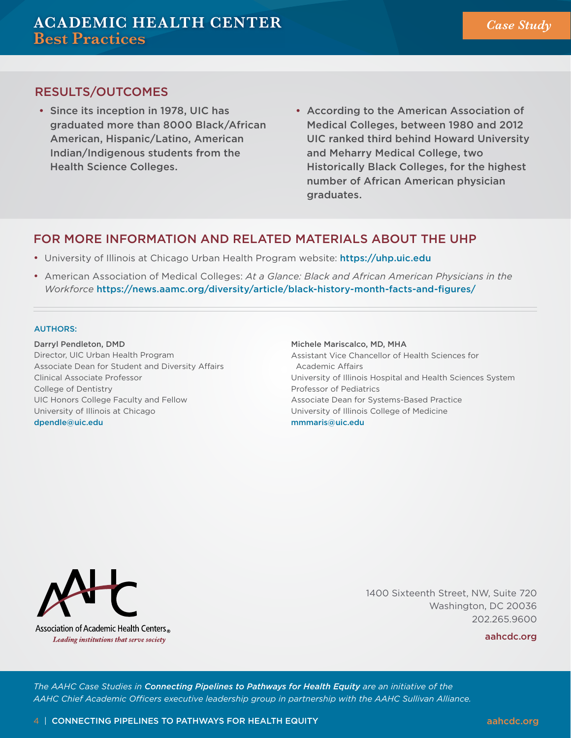## RESULTS/OUTCOMES

- Since its inception in 1978, UIC has graduated more than 8000 Black/African American, Hispanic/Latino, American Indian/Indigenous students from the Health Science Colleges.
- According to the American Association of Medical Colleges, between 1980 and 2012 UIC ranked third behind Howard University and Meharry Medical College, two Historically Black Colleges, for the highest number of African American physician graduates.

## FOR MORE INFORMATION AND RELATED MATERIALS ABOUT THE UHP

- University of Illinois at Chicago Urban Health Program website: https://uhp.uic.edu
- American Association of Medical Colleges: *At a Glance: Black and African American Physicians in the Workforce* https://news.aamc.org/diversity/article/black-history-month-facts-and-figures/

### AUTHORS:

**Darryl Pendleton, DMD**
Director, UIC Urban Health Program
Associate Dean for Student and Diversity Affairs
Clinical Associate Professor
College of Dentistry
UIC Honors College Faculty and Fellow
University of Illinois at Chicago
dpendle@uic.edu

**Michele Mariscalco, MD, MHA**
Assistant Vice Chancellor of Health Sciences for Academic Affairs
University of Illinois Hospital and Health Sciences System
Professor of Pediatrics
Associate Dean for Systems-Based Practice
University of Illinois College of Medicine
mmmaris@uic.edu

Association of Academic Health Centers
*Leading institutions that serve society*

1400 Sixteenth Street, NW, Suite 720
Washington, DC 20036
202.265.9600

aahcdc.org

*The AAHC Case Studies in **Connecting Pipelines to Pathways for Health Equity** are an initiative of the AAHC Chief Academic Officers executive leadership group in partnership with the AAHC Sullivan Alliance.*